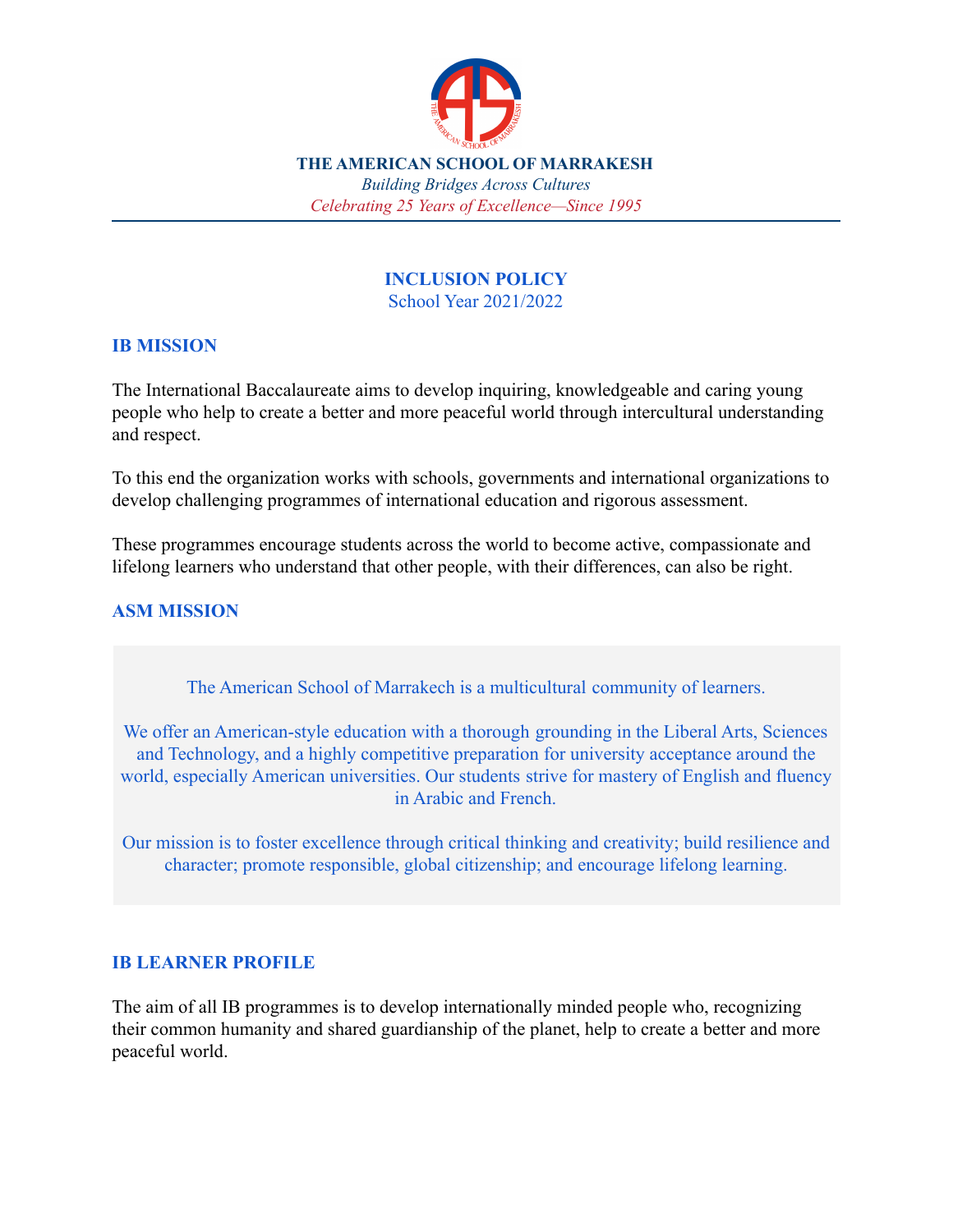**THE AMERICAN SCHOOL OF MARRAKESH**

*Building Bridges Across Cultures*

*Celebrating 25 Years of Excellence—Since 1995*

# INCLUSION POLICY

School Year 2021/2022

## IB MISSION

The International Baccalaureate aims to develop inquiring, knowledgeable and caring young people who help to create a better and more peaceful world through intercultural understanding and respect.

To this end the organization works with schools, governments and international organizations to develop challenging programmes of international education and rigorous assessment.

These programmes encourage students across the world to become active, compassionate and lifelong learners who understand that other people, with their differences, can also be right.

## ASM MISSION

The American School of Marrakech is a multicultural community of learners.

We offer an American-style education with a thorough grounding in the Liberal Arts, Sciences and Technology, and a highly competitive preparation for university acceptance around the world, especially American universities. Our students strive for mastery of English and fluency in Arabic and French.

Our mission is to foster excellence through critical thinking and creativity; build resilience and character; promote responsible, global citizenship; and encourage lifelong learning.

## IB LEARNER PROFILE

The aim of all IB programmes is to develop internationally minded people who, recognizing their common humanity and shared guardianship of the planet, help to create a better and more peaceful world.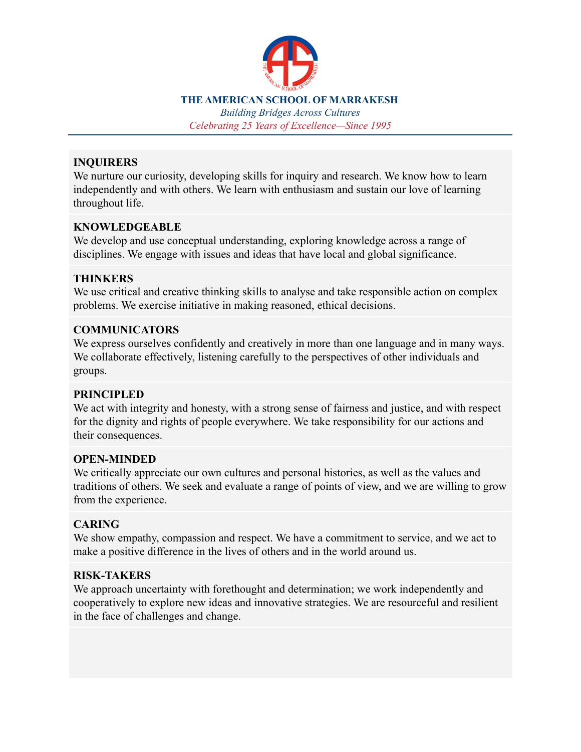**INQUIRERS**
We nurture our curiosity, developing skills for inquiry and research. We know how to learn independently and with others. We learn with enthusiasm and sustain our love of learning throughout life.

**KNOWLEDGEABLE**
We develop and use conceptual understanding, exploring knowledge across a range of disciplines. We engage with issues and ideas that have local and global significance.

**THINKERS**
We use critical and creative thinking skills to analyse and take responsible action on complex problems. We exercise initiative in making reasoned, ethical decisions.

**COMMUNICATORS**
We express ourselves confidently and creatively in more than one language and in many ways. We collaborate effectively, listening carefully to the perspectives of other individuals and groups.

**PRINCIPLED**
We act with integrity and honesty, with a strong sense of fairness and justice, and with respect for the dignity and rights of people everywhere. We take responsibility for our actions and their consequences.

**OPEN-MINDED**
We critically appreciate our own cultures and personal histories, as well as the values and traditions of others. We seek and evaluate a range of points of view, and we are willing to grow from the experience.

**CARING**
We show empathy, compassion and respect. We have a commitment to service, and we act to make a positive difference in the lives of others and in the world around us.

**RISK-TAKERS**
We approach uncertainty with forethought and determination; we work independently and cooperatively to explore new ideas and innovative strategies. We are resourceful and resilient in the face of challenges and change.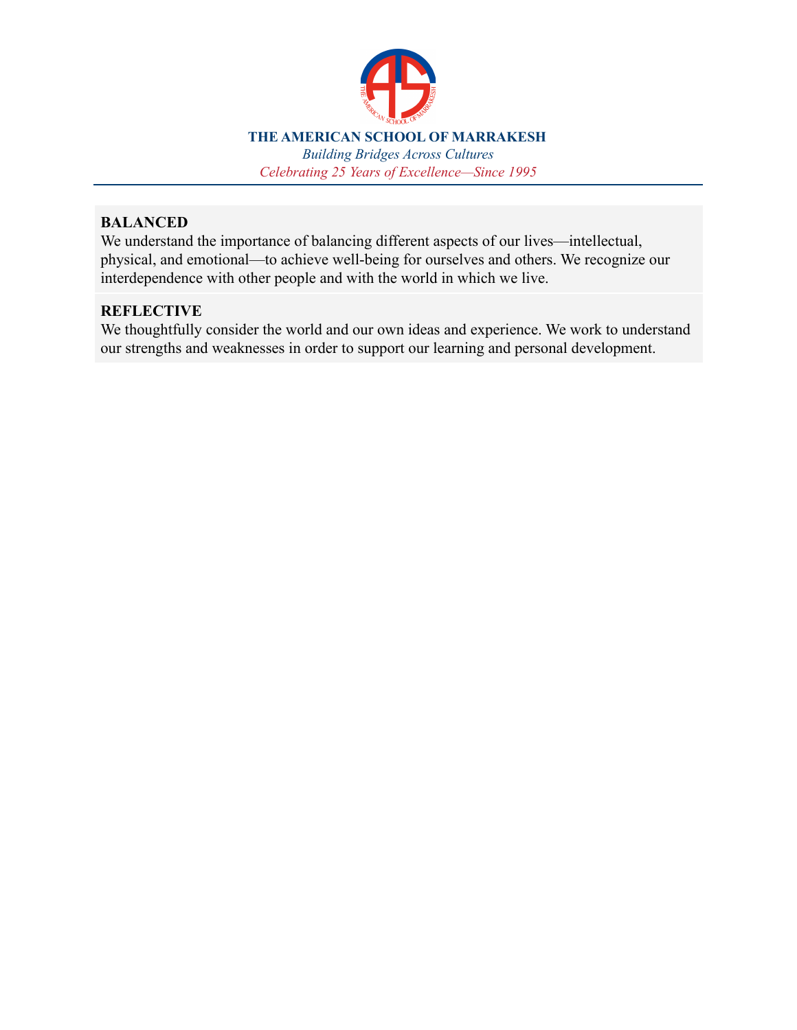**BALANCED**
We understand the importance of balancing different aspects of our lives—intellectual, physical, and emotional—to achieve well-being for ourselves and others. We recognize our interdependence with other people and with the world in which we live.

**REFLECTIVE**
We thoughtfully consider the world and our own ideas and experience. We work to understand our strengths and weaknesses in order to support our learning and personal development.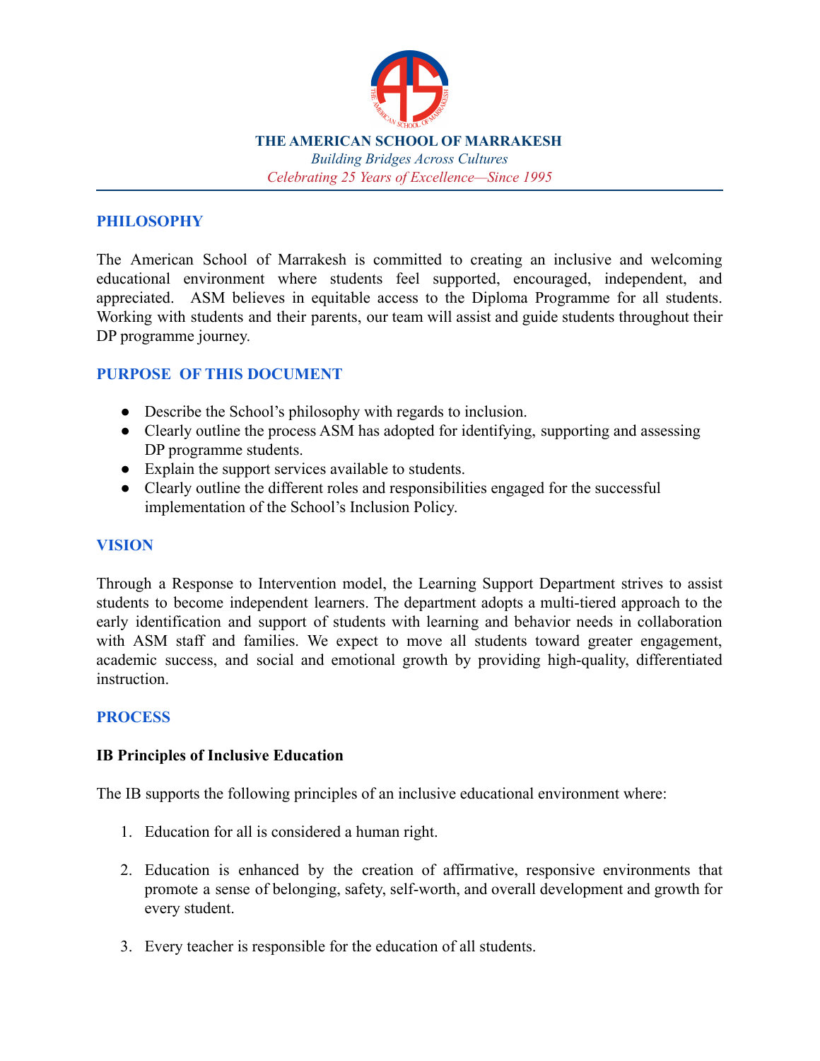**THE AMERICAN SCHOOL OF MARRAKESH**

*Building Bridges Across Cultures*

*Celebrating 25 Years of Excellence—Since 1995*

## PHILOSOPHY

The American School of Marrakesh is committed to creating an inclusive and welcoming educational environment where students feel supported, encouraged, independent, and appreciated. ASM believes in equitable access to the Diploma Programme for all students. Working with students and their parents, our team will assist and guide students throughout their DP programme journey.

## PURPOSE OF THIS DOCUMENT

- Describe the School's philosophy with regards to inclusion.
- Clearly outline the process ASM has adopted for identifying, supporting and assessing DP programme students.
- Explain the support services available to students.
- Clearly outline the different roles and responsibilities engaged for the successful implementation of the School's Inclusion Policy.

## VISION

Through a Response to Intervention model, the Learning Support Department strives to assist students to become independent learners. The department adopts a multi-tiered approach to the early identification and support of students with learning and behavior needs in collaboration with ASM staff and families. We expect to move all students toward greater engagement, academic success, and social and emotional growth by providing high-quality, differentiated instruction.

## PROCESS

### IB Principles of Inclusive Education

The IB supports the following principles of an inclusive educational environment where:

1. Education for all is considered a human right.

2. Education is enhanced by the creation of affirmative, responsive environments that promote a sense of belonging, safety, self-worth, and overall development and growth for every student.

3. Every teacher is responsible for the education of all students.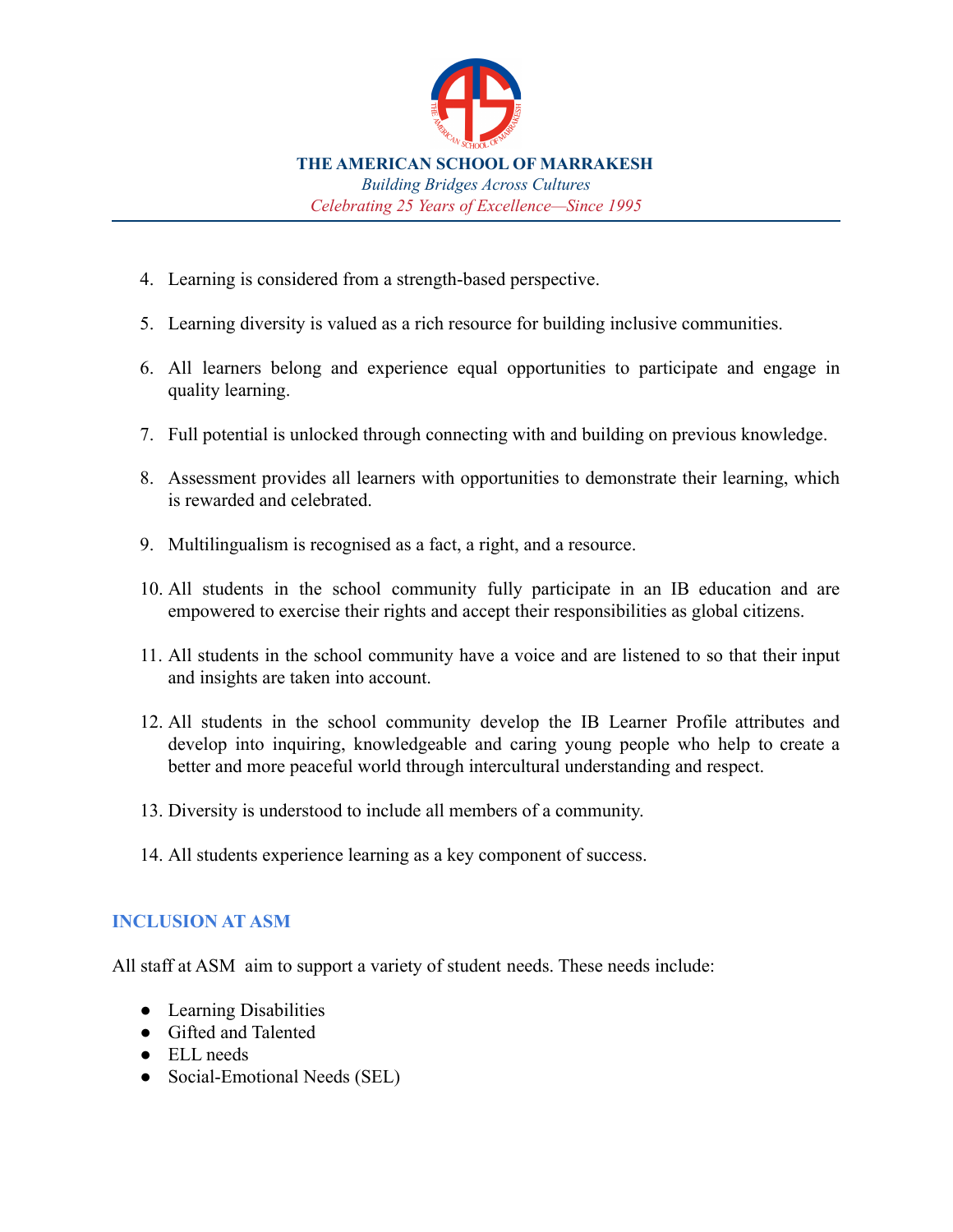4. Learning is considered from a strength-based perspective.

5. Learning diversity is valued as a rich resource for building inclusive communities.

6. All learners belong and experience equal opportunities to participate and engage in quality learning.

7. Full potential is unlocked through connecting with and building on previous knowledge.

8. Assessment provides all learners with opportunities to demonstrate their learning, which is rewarded and celebrated.

9. Multilingualism is recognised as a fact, a right, and a resource.

10. All students in the school community fully participate in an IB education and are empowered to exercise their rights and accept their responsibilities as global citizens.

11. All students in the school community have a voice and are listened to so that their input and insights are taken into account.

12. All students in the school community develop the IB Learner Profile attributes and develop into inquiring, knowledgeable and caring young people who help to create a better and more peaceful world through intercultural understanding and respect.

13. Diversity is understood to include all members of a community.

14. All students experience learning as a key component of success.

## INCLUSION AT ASM

All staff at ASM aim to support a variety of student needs. These needs include:

- Learning Disabilities
- Gifted and Talented
- ELL needs
- Social-Emotional Needs (SEL)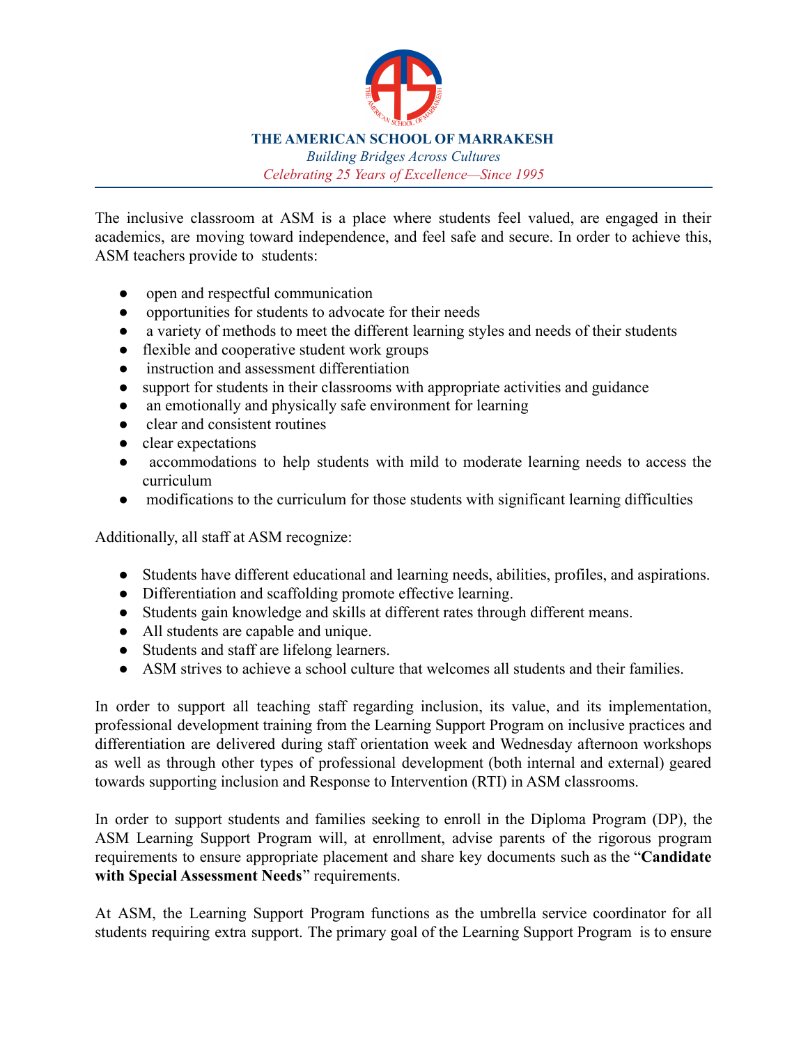The inclusive classroom at ASM is a place where students feel valued, are engaged in their academics, are moving toward independence, and feel safe and secure. In order to achieve this, ASM teachers provide to students:

- open and respectful communication
- opportunities for students to advocate for their needs
- a variety of methods to meet the different learning styles and needs of their students
- flexible and cooperative student work groups
- instruction and assessment differentiation
- support for students in their classrooms with appropriate activities and guidance
- an emotionally and physically safe environment for learning
- clear and consistent routines
- clear expectations
- accommodations to help students with mild to moderate learning needs to access the curriculum
- modifications to the curriculum for those students with significant learning difficulties

Additionally, all staff at ASM recognize:

- Students have different educational and learning needs, abilities, profiles, and aspirations.
- Differentiation and scaffolding promote effective learning.
- Students gain knowledge and skills at different rates through different means.
- All students are capable and unique.
- Students and staff are lifelong learners.
- ASM strives to achieve a school culture that welcomes all students and their families.

In order to support all teaching staff regarding inclusion, its value, and its implementation, professional development training from the Learning Support Program on inclusive practices and differentiation are delivered during staff orientation week and Wednesday afternoon workshops as well as through other types of professional development (both internal and external) geared towards supporting inclusion and Response to Intervention (RTI) in ASM classrooms.

In order to support students and families seeking to enroll in the Diploma Program (DP), the ASM Learning Support Program will, at enrollment, advise parents of the rigorous program requirements to ensure appropriate placement and share key documents such as the "**Candidate with Special Assessment Needs**" requirements.

At ASM, the Learning Support Program functions as the umbrella service coordinator for all students requiring extra support. The primary goal of the Learning Support Program is to ensure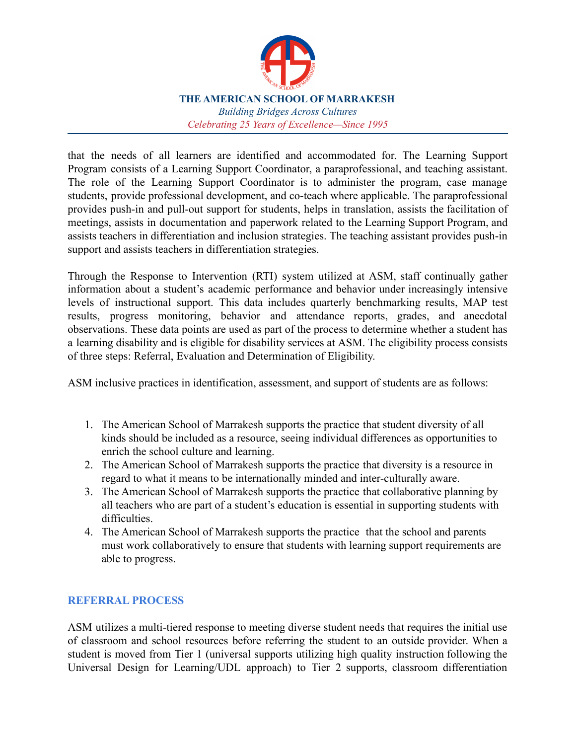that the needs of all learners are identified and accommodated for. The Learning Support Program consists of a Learning Support Coordinator, a paraprofessional, and teaching assistant. The role of the Learning Support Coordinator is to administer the program, case manage students, provide professional development, and co-teach where applicable. The paraprofessional provides push-in and pull-out support for students, helps in translation, assists the facilitation of meetings, assists in documentation and paperwork related to the Learning Support Program, and assists teachers in differentiation and inclusion strategies. The teaching assistant provides push-in support and assists teachers in differentiation strategies.

Through the Response to Intervention (RTI) system utilized at ASM, staff continually gather information about a student's academic performance and behavior under increasingly intensive levels of instructional support. This data includes quarterly benchmarking results, MAP test results, progress monitoring, behavior and attendance reports, grades, and anecdotal observations. These data points are used as part of the process to determine whether a student has a learning disability and is eligible for disability services at ASM. The eligibility process consists of three steps: Referral, Evaluation and Determination of Eligibility.

ASM inclusive practices in identification, assessment, and support of students are as follows:

1. The American School of Marrakesh supports the practice that student diversity of all kinds should be included as a resource, seeing individual differences as opportunities to enrich the school culture and learning.
2. The American School of Marrakesh supports the practice that diversity is a resource in regard to what it means to be internationally minded and inter-culturally aware.
3. The American School of Marrakesh supports the practice that collaborative planning by all teachers who are part of a student's education is essential in supporting students with difficulties.
4. The American School of Marrakesh supports the practice that the school and parents must work collaboratively to ensure that students with learning support requirements are able to progress.

## REFERRAL PROCESS

ASM utilizes a multi-tiered response to meeting diverse student needs that requires the initial use of classroom and school resources before referring the student to an outside provider. When a student is moved from Tier 1 (universal supports utilizing high quality instruction following the Universal Design for Learning/UDL approach) to Tier 2 supports, classroom differentiation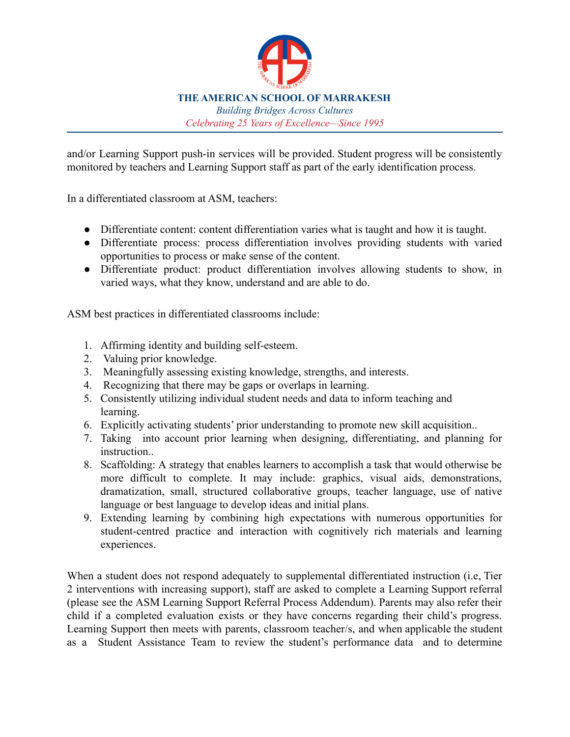and/or Learning Support push-in services will be provided. Student progress will be consistently monitored by teachers and Learning Support staff as part of the early identification process.

In a differentiated classroom at ASM, teachers:

- Differentiate content: content differentiation varies what is taught and how it is taught.
- Differentiate process: process differentiation involves providing students with varied opportunities to process or make sense of the content.
- Differentiate product: product differentiation involves allowing students to show, in varied ways, what they know, understand and are able to do.

ASM best practices in differentiated classrooms include:

1. Affirming identity and building self-esteem.
2. Valuing prior knowledge.
3. Meaningfully assessing existing knowledge, strengths, and interests.
4. Recognizing that there may be gaps or overlaps in learning.
5. Consistently utilizing individual student needs and data to inform teaching and learning.
6. Explicitly activating students' prior understanding to promote new skill acquisition..
7. Taking into account prior learning when designing, differentiating, and planning for instruction..
8. Scaffolding: A strategy that enables learners to accomplish a task that would otherwise be more difficult to complete. It may include: graphics, visual aids, demonstrations, dramatization, small, structured collaborative groups, teacher language, use of native language or best language to develop ideas and initial plans.
9. Extending learning by combining high expectations with numerous opportunities for student-centred practice and interaction with cognitively rich materials and learning experiences.

When a student does not respond adequately to supplemental differentiated instruction (i.e, Tier 2 interventions with increasing support), staff are asked to complete a Learning Support referral (please see the ASM Learning Support Referral Process Addendum). Parents may also refer their child if a completed evaluation exists or they have concerns regarding their child's progress. Learning Support then meets with parents, classroom teacher/s, and when applicable the student as a Student Assistance Team to review the student's performance data and to determine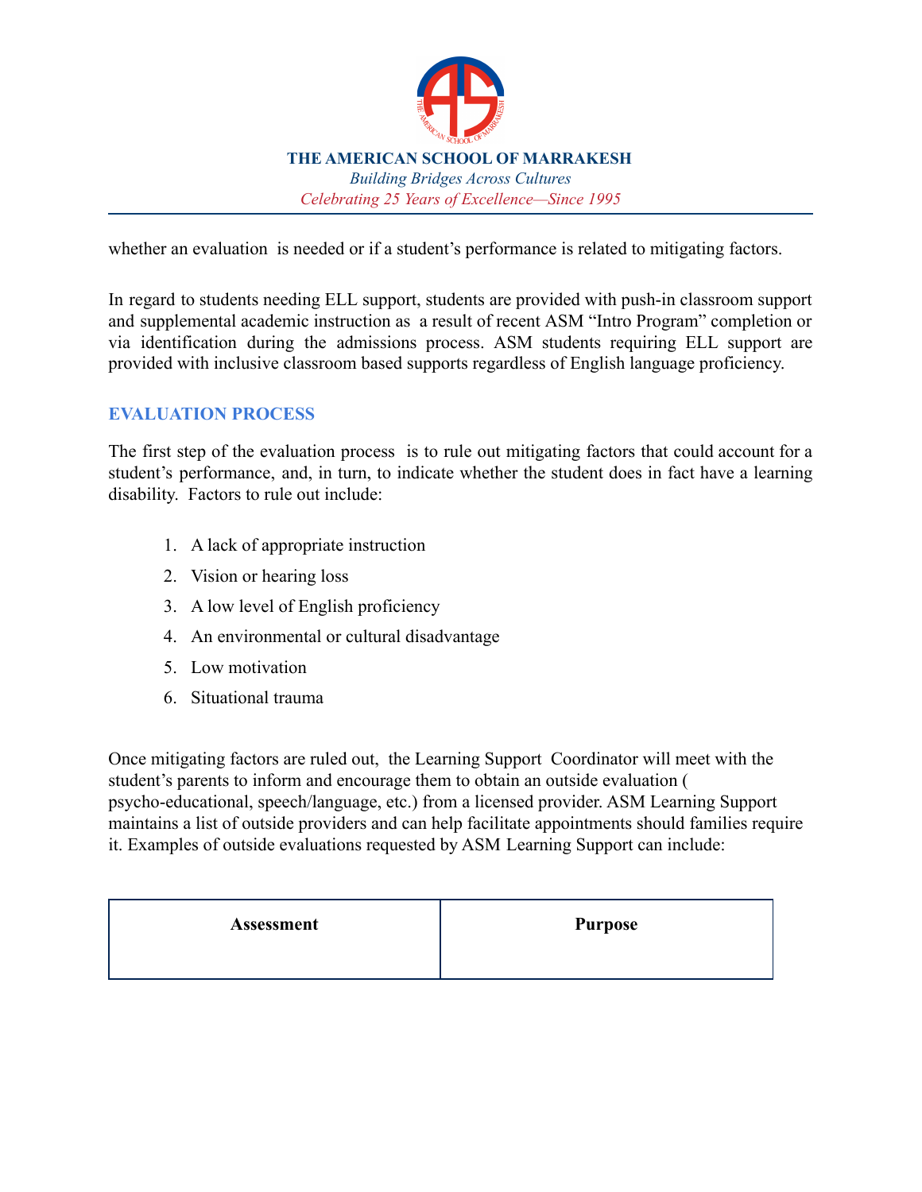whether an evaluation is needed or if a student's performance is related to mitigating factors.

In regard to students needing ELL support, students are provided with push-in classroom support and supplemental academic instruction as a result of recent ASM "Intro Program" completion or via identification during the admissions process. ASM students requiring ELL support are provided with inclusive classroom based supports regardless of English language proficiency.

## EVALUATION PROCESS

The first step of the evaluation process is to rule out mitigating factors that could account for a student's performance, and, in turn, to indicate whether the student does in fact have a learning disability. Factors to rule out include:

1. A lack of appropriate instruction
2. Vision or hearing loss
3. A low level of English proficiency
4. An environmental or cultural disadvantage
5. Low motivation
6. Situational trauma

Once mitigating factors are ruled out, the Learning Support Coordinator will meet with the student's parents to inform and encourage them to obtain an outside evaluation ( psycho-educational, speech/language, etc.) from a licensed provider. ASM Learning Support maintains a list of outside providers and can help facilitate appointments should families require it. Examples of outside evaluations requested by ASM Learning Support can include:

| Assessment | Purpose |
|---|---|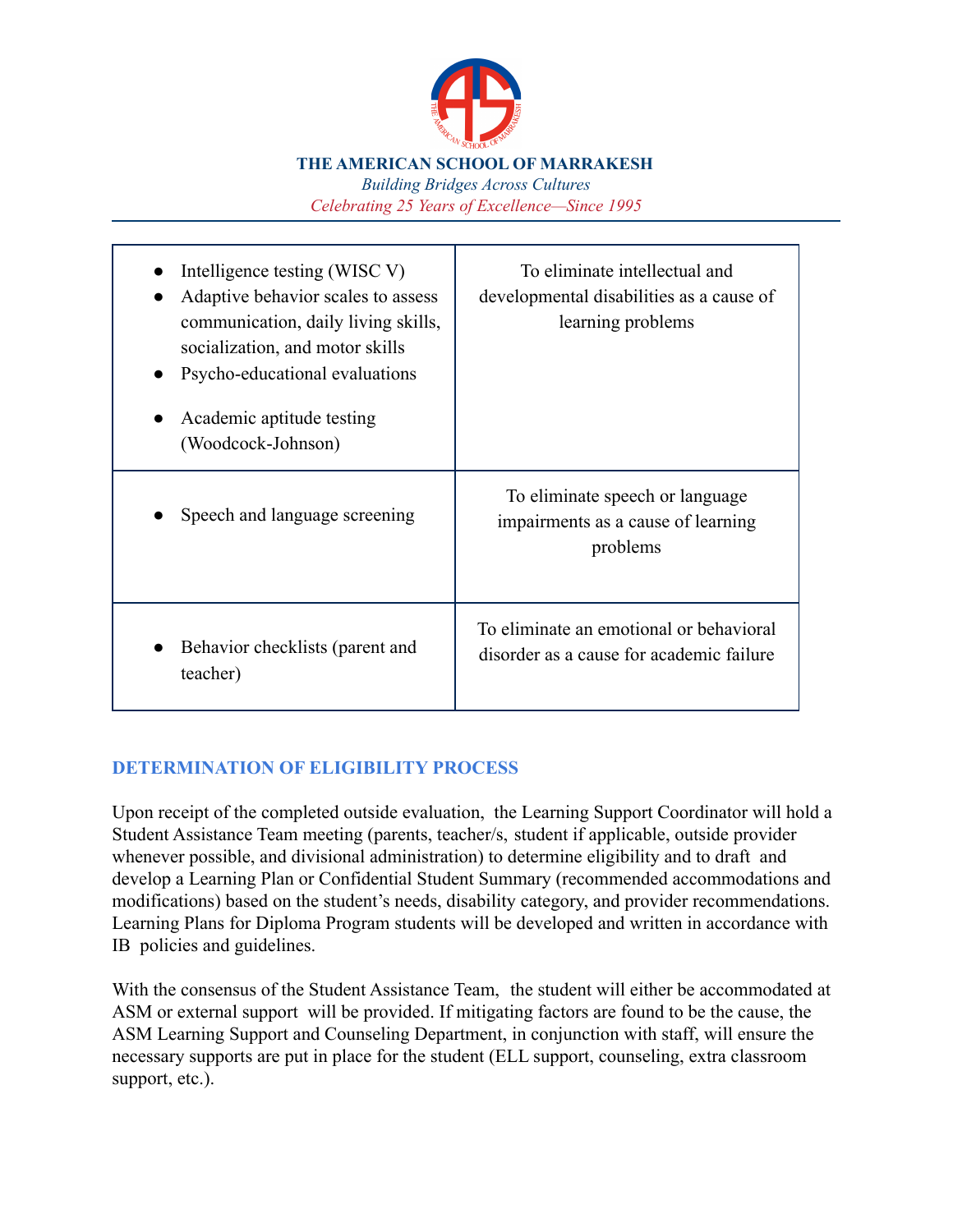| | |
|---|---|
| • Intelligence testing (WISC V)<br>• Adaptive behavior scales to assess communication, daily living skills, socialization, and motor skills<br>• Psycho-educational evaluations<br>• Academic aptitude testing (Woodcock-Johnson) | To eliminate intellectual and developmental disabilities as a cause of learning problems |
| • Speech and language screening | To eliminate speech or language impairments as a cause of learning problems |
| • Behavior checklists (parent and teacher) | To eliminate an emotional or behavioral disorder as a cause for academic failure |

## DETERMINATION OF ELIGIBILITY PROCESS

Upon receipt of the completed outside evaluation, the Learning Support Coordinator will hold a Student Assistance Team meeting (parents, teacher/s, student if applicable, outside provider whenever possible, and divisional administration) to determine eligibility and to draft and develop a Learning Plan or Confidential Student Summary (recommended accommodations and modifications) based on the student's needs, disability category, and provider recommendations. Learning Plans for Diploma Program students will be developed and written in accordance with IB policies and guidelines.

With the consensus of the Student Assistance Team, the student will either be accommodated at ASM or external support will be provided. If mitigating factors are found to be the cause, the ASM Learning Support and Counseling Department, in conjunction with staff, will ensure the necessary supports are put in place for the student (ELL support, counseling, extra classroom support, etc.).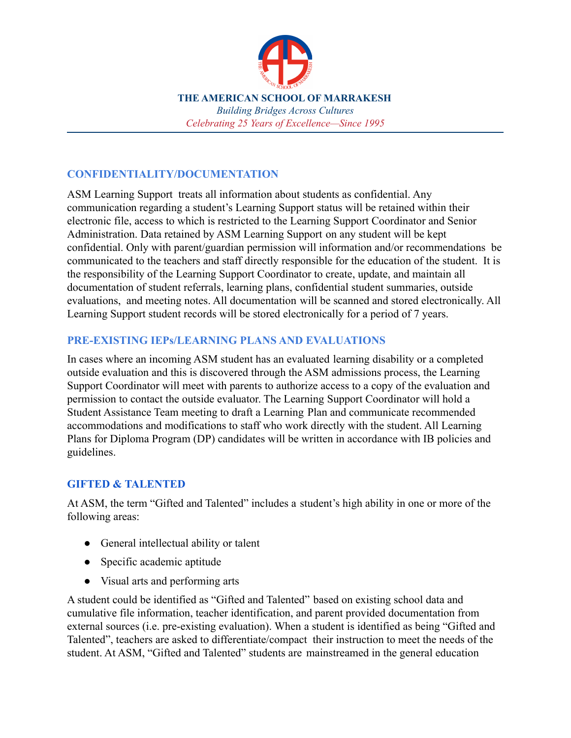**THE AMERICAN SCHOOL OF MARRAKESH**

*Building Bridges Across Cultures*

*Celebrating 25 Years of Excellence—Since 1995*

## CONFIDENTIALITY/DOCUMENTATION

ASM Learning Support treats all information about students as confidential. Any communication regarding a student's Learning Support status will be retained within their electronic file, access to which is restricted to the Learning Support Coordinator and Senior Administration. Data retained by ASM Learning Support on any student will be kept confidential. Only with parent/guardian permission will information and/or recommendations be communicated to the teachers and staff directly responsible for the education of the student. It is the responsibility of the Learning Support Coordinator to create, update, and maintain all documentation of student referrals, learning plans, confidential student summaries, outside evaluations, and meeting notes. All documentation will be scanned and stored electronically. All Learning Support student records will be stored electronically for a period of 7 years.

## PRE-EXISTING IEPs/LEARNING PLANS AND EVALUATIONS

In cases where an incoming ASM student has an evaluated learning disability or a completed outside evaluation and this is discovered through the ASM admissions process, the Learning Support Coordinator will meet with parents to authorize access to a copy of the evaluation and permission to contact the outside evaluator. The Learning Support Coordinator will hold a Student Assistance Team meeting to draft a Learning Plan and communicate recommended accommodations and modifications to staff who work directly with the student. All Learning Plans for Diploma Program (DP) candidates will be written in accordance with IB policies and guidelines.

## GIFTED & TALENTED

At ASM, the term "Gifted and Talented" includes a student's high ability in one or more of the following areas:

- General intellectual ability or talent
- Specific academic aptitude
- Visual arts and performing arts

A student could be identified as "Gifted and Talented" based on existing school data and cumulative file information, teacher identification, and parent provided documentation from external sources (i.e. pre-existing evaluation). When a student is identified as being "Gifted and Talented", teachers are asked to differentiate/compact their instruction to meet the needs of the student. At ASM, "Gifted and Talented" students are mainstreamed in the general education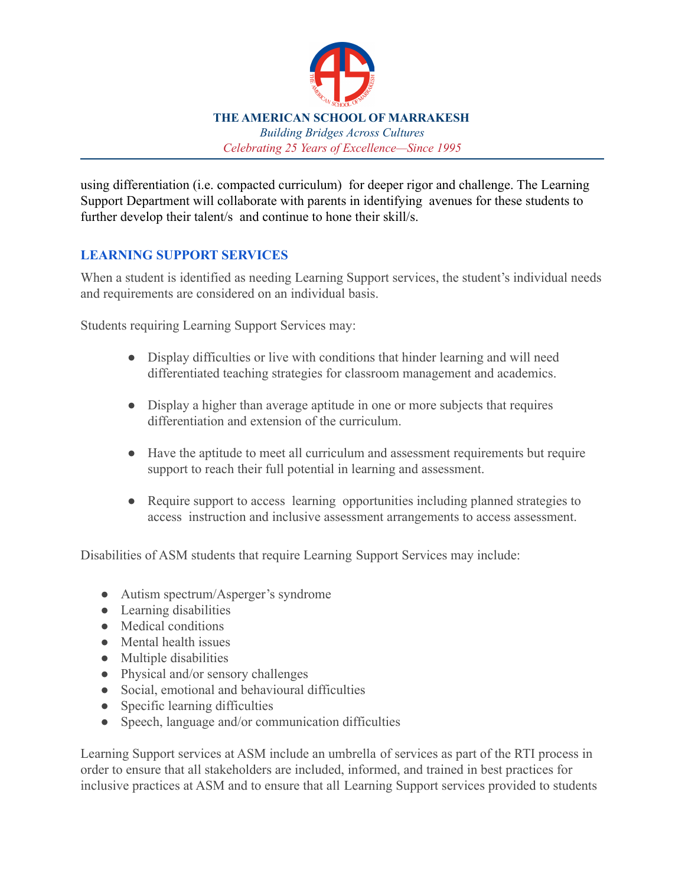using differentiation (i.e. compacted curriculum) for deeper rigor and challenge. The Learning Support Department will collaborate with parents in identifying avenues for these students to further develop their talent/s and continue to hone their skill/s.

## LEARNING SUPPORT SERVICES

When a student is identified as needing Learning Support services, the student's individual needs and requirements are considered on an individual basis.

Students requiring Learning Support Services may:

- Display difficulties or live with conditions that hinder learning and will need differentiated teaching strategies for classroom management and academics.
- Display a higher than average aptitude in one or more subjects that requires differentiation and extension of the curriculum.
- Have the aptitude to meet all curriculum and assessment requirements but require support to reach their full potential in learning and assessment.
- Require support to access learning opportunities including planned strategies to access instruction and inclusive assessment arrangements to access assessment.

Disabilities of ASM students that require Learning Support Services may include:

- Autism spectrum/Asperger's syndrome
- Learning disabilities
- Medical conditions
- Mental health issues
- Multiple disabilities
- Physical and/or sensory challenges
- Social, emotional and behavioural difficulties
- Specific learning difficulties
- Speech, language and/or communication difficulties

Learning Support services at ASM include an umbrella of services as part of the RTI process in order to ensure that all stakeholders are included, informed, and trained in best practices for inclusive practices at ASM and to ensure that all Learning Support services provided to students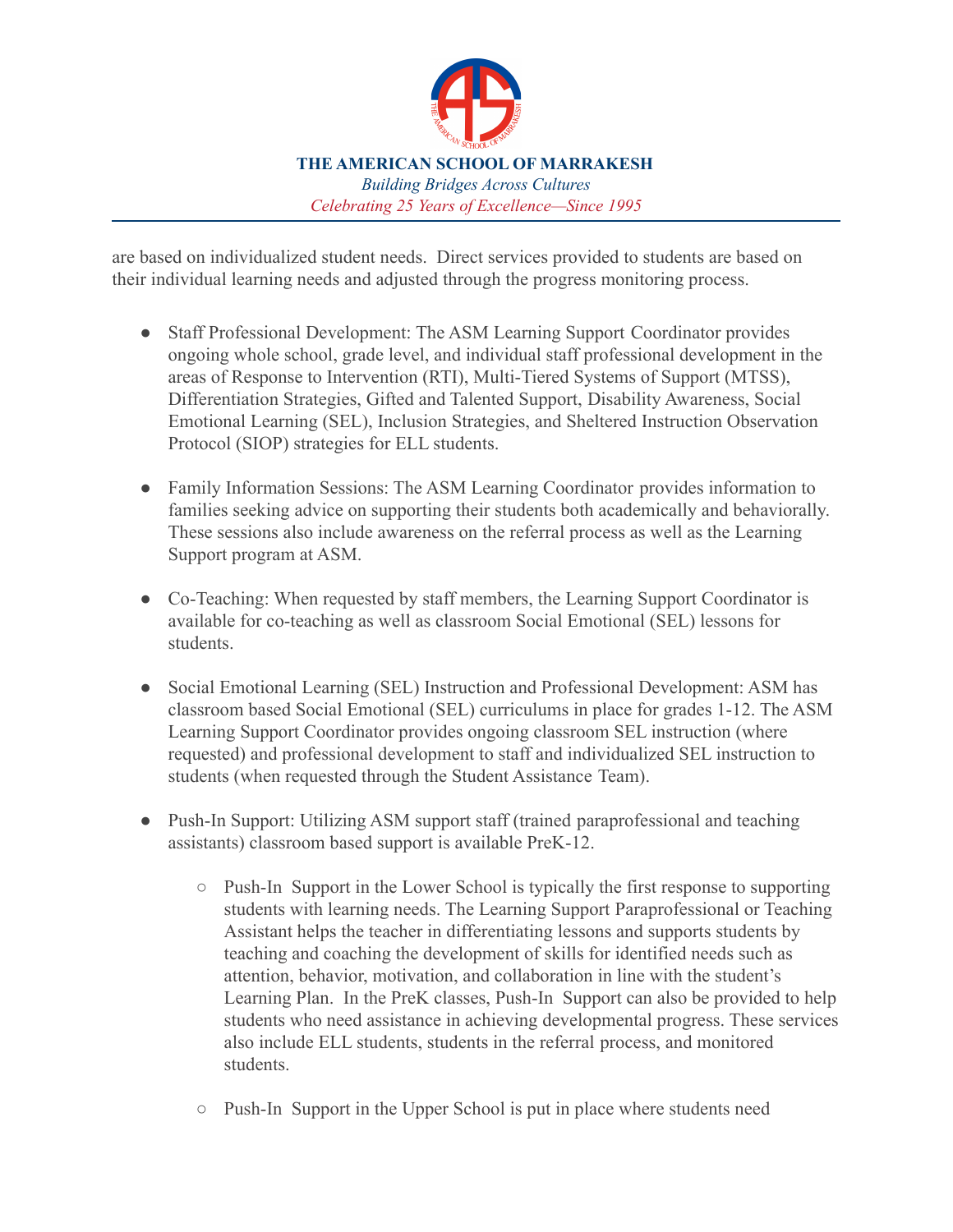are based on individualized student needs. Direct services provided to students are based on their individual learning needs and adjusted through the progress monitoring process.

- Staff Professional Development: The ASM Learning Support Coordinator provides ongoing whole school, grade level, and individual staff professional development in the areas of Response to Intervention (RTI), Multi-Tiered Systems of Support (MTSS), Differentiation Strategies, Gifted and Talented Support, Disability Awareness, Social Emotional Learning (SEL), Inclusion Strategies, and Sheltered Instruction Observation Protocol (SIOP) strategies for ELL students.

- Family Information Sessions: The ASM Learning Coordinator provides information to families seeking advice on supporting their students both academically and behaviorally. These sessions also include awareness on the referral process as well as the Learning Support program at ASM.

- Co-Teaching: When requested by staff members, the Learning Support Coordinator is available for co-teaching as well as classroom Social Emotional (SEL) lessons for students.

- Social Emotional Learning (SEL) Instruction and Professional Development: ASM has classroom based Social Emotional (SEL) curriculums in place for grades 1-12. The ASM Learning Support Coordinator provides ongoing classroom SEL instruction (where requested) and professional development to staff and individualized SEL instruction to students (when requested through the Student Assistance Team).

- Push-In Support: Utilizing ASM support staff (trained paraprofessional and teaching assistants) classroom based support is available PreK-12.
    - Push-In Support in the Lower School is typically the first response to supporting students with learning needs. The Learning Support Paraprofessional or Teaching Assistant helps the teacher in differentiating lessons and supports students by teaching and coaching the development of skills for identified needs such as attention, behavior, motivation, and collaboration in line with the student's Learning Plan. In the PreK classes, Push-In Support can also be provided to help students who need assistance in achieving developmental progress. These services also include ELL students, students in the referral process, and monitored students.
    - Push-In Support in the Upper School is put in place where students need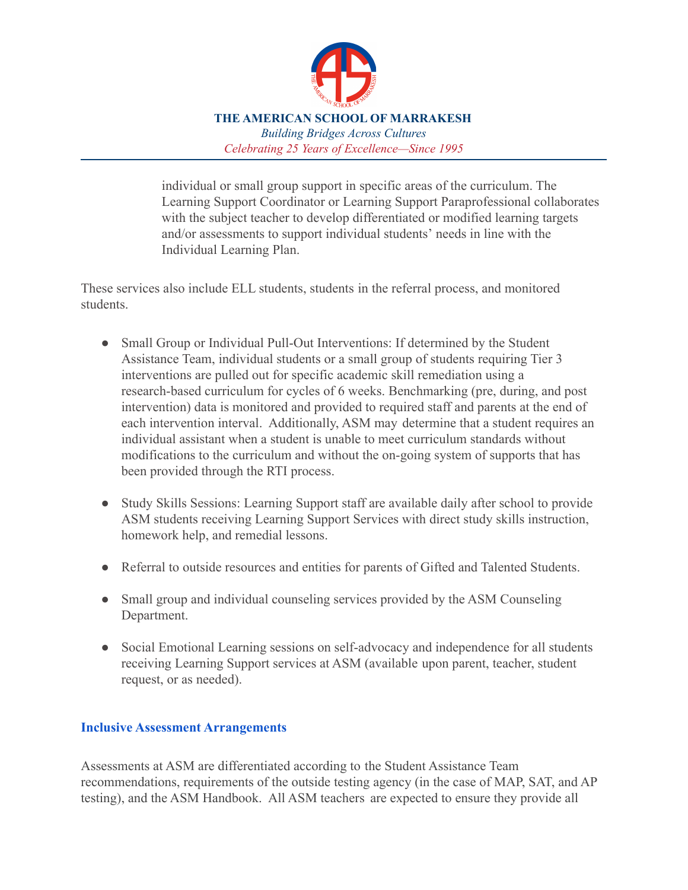individual or small group support in specific areas of the curriculum. The Learning Support Coordinator or Learning Support Paraprofessional collaborates with the subject teacher to develop differentiated or modified learning targets and/or assessments to support individual students' needs in line with the Individual Learning Plan.

These services also include ELL students, students in the referral process, and monitored students.

- Small Group or Individual Pull-Out Interventions: If determined by the Student Assistance Team, individual students or a small group of students requiring Tier 3 interventions are pulled out for specific academic skill remediation using a research-based curriculum for cycles of 6 weeks. Benchmarking (pre, during, and post intervention) data is monitored and provided to required staff and parents at the end of each intervention interval. Additionally, ASM may determine that a student requires an individual assistant when a student is unable to meet curriculum standards without modifications to the curriculum and without the on-going system of supports that has been provided through the RTI process.

- Study Skills Sessions: Learning Support staff are available daily after school to provide ASM students receiving Learning Support Services with direct study skills instruction, homework help, and remedial lessons.

- Referral to outside resources and entities for parents of Gifted and Talented Students.

- Small group and individual counseling services provided by the ASM Counseling Department.

- Social Emotional Learning sessions on self-advocacy and independence for all students receiving Learning Support services at ASM (available upon parent, teacher, student request, or as needed).

## Inclusive Assessment Arrangements

Assessments at ASM are differentiated according to the Student Assistance Team recommendations, requirements of the outside testing agency (in the case of MAP, SAT, and AP testing), and the ASM Handbook. All ASM teachers are expected to ensure they provide all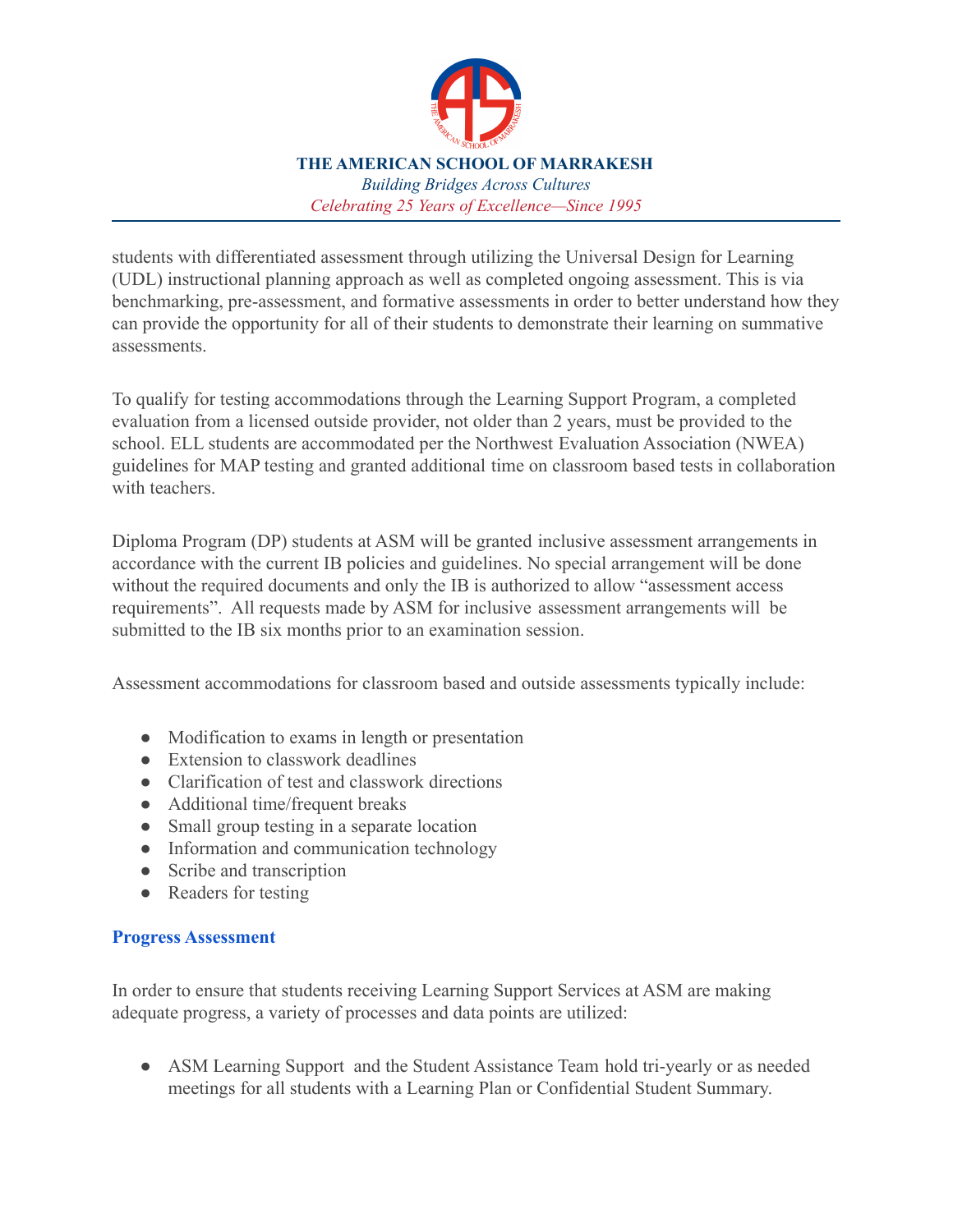students with differentiated assessment through utilizing the Universal Design for Learning (UDL) instructional planning approach as well as completed ongoing assessment. This is via benchmarking, pre-assessment, and formative assessments in order to better understand how they can provide the opportunity for all of their students to demonstrate their learning on summative assessments.

To qualify for testing accommodations through the Learning Support Program, a completed evaluation from a licensed outside provider, not older than 2 years, must be provided to the school. ELL students are accommodated per the Northwest Evaluation Association (NWEA) guidelines for MAP testing and granted additional time on classroom based tests in collaboration with teachers.

Diploma Program (DP) students at ASM will be granted inclusive assessment arrangements in accordance with the current IB policies and guidelines. No special arrangement will be done without the required documents and only the IB is authorized to allow "assessment access requirements". All requests made by ASM for inclusive assessment arrangements will be submitted to the IB six months prior to an examination session.

Assessment accommodations for classroom based and outside assessments typically include:

- Modification to exams in length or presentation
- Extension to classwork deadlines
- Clarification of test and classwork directions
- Additional time/frequent breaks
- Small group testing in a separate location
- Information and communication technology
- Scribe and transcription
- Readers for testing

### Progress Assessment

In order to ensure that students receiving Learning Support Services at ASM are making adequate progress, a variety of processes and data points are utilized:

- ASM Learning Support and the Student Assistance Team hold tri-yearly or as needed meetings for all students with a Learning Plan or Confidential Student Summary.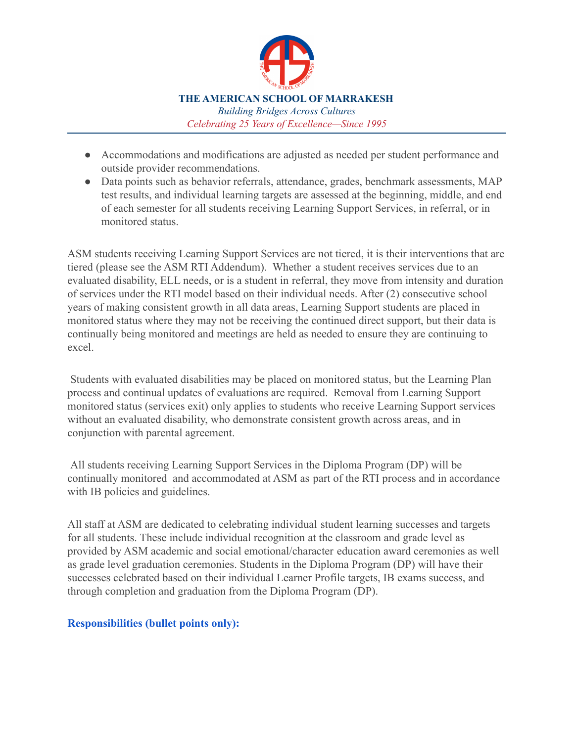- Accommodations and modifications are adjusted as needed per student performance and outside provider recommendations.
- Data points such as behavior referrals, attendance, grades, benchmark assessments, MAP test results, and individual learning targets are assessed at the beginning, middle, and end of each semester for all students receiving Learning Support Services, in referral, or in monitored status.

ASM students receiving Learning Support Services are not tiered, it is their interventions that are tiered (please see the ASM RTI Addendum). Whether a student receives services due to an evaluated disability, ELL needs, or is a student in referral, they move from intensity and duration of services under the RTI model based on their individual needs. After (2) consecutive school years of making consistent growth in all data areas, Learning Support students are placed in monitored status where they may not be receiving the continued direct support, but their data is continually being monitored and meetings are held as needed to ensure they are continuing to excel.

Students with evaluated disabilities may be placed on monitored status, but the Learning Plan process and continual updates of evaluations are required. Removal from Learning Support monitored status (services exit) only applies to students who receive Learning Support services without an evaluated disability, who demonstrate consistent growth across areas, and in conjunction with parental agreement.

All students receiving Learning Support Services in the Diploma Program (DP) will be continually monitored and accommodated at ASM as part of the RTI process and in accordance with IB policies and guidelines.

All staff at ASM are dedicated to celebrating individual student learning successes and targets for all students. These include individual recognition at the classroom and grade level as provided by ASM academic and social emotional/character education award ceremonies as well as grade level graduation ceremonies. Students in the Diploma Program (DP) will have their successes celebrated based on their individual Learner Profile targets, IB exams success, and through completion and graduation from the Diploma Program (DP).

**Responsibilities (bullet points only):**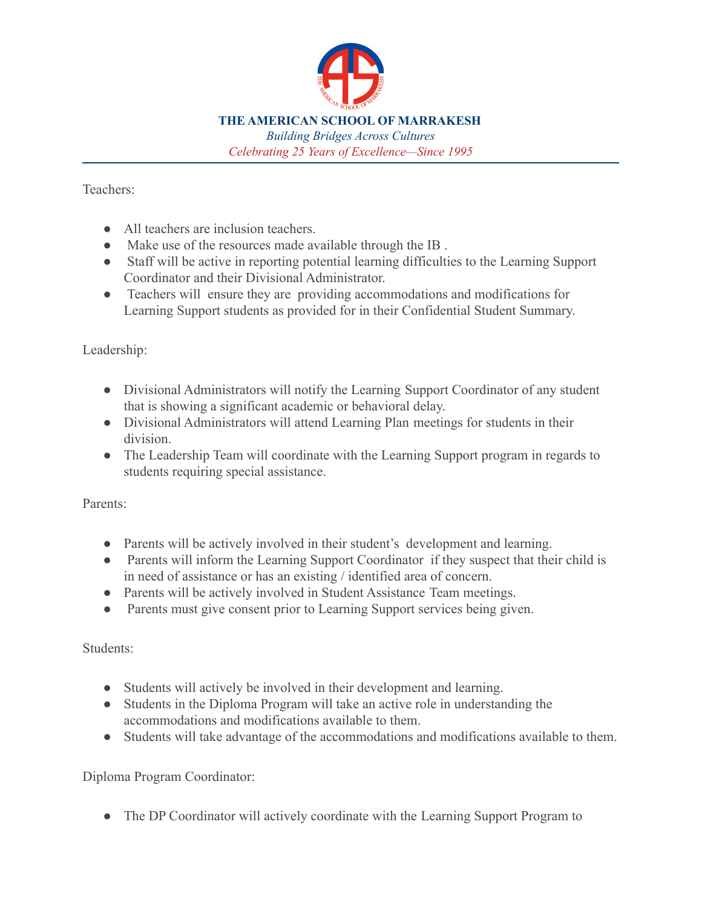Teachers:

- All teachers are inclusion teachers.
- Make use of the resources made available through the IB .
- Staff will be active in reporting potential learning difficulties to the Learning Support Coordinator and their Divisional Administrator.
- Teachers will ensure they are providing accommodations and modifications for Learning Support students as provided for in their Confidential Student Summary.

Leadership:

- Divisional Administrators will notify the Learning Support Coordinator of any student that is showing a significant academic or behavioral delay.
- Divisional Administrators will attend Learning Plan meetings for students in their division.
- The Leadership Team will coordinate with the Learning Support program in regards to students requiring special assistance.

Parents:

- Parents will be actively involved in their student's development and learning.
- Parents will inform the Learning Support Coordinator if they suspect that their child is in need of assistance or has an existing / identified area of concern.
- Parents will be actively involved in Student Assistance Team meetings.
- Parents must give consent prior to Learning Support services being given.

Students:

- Students will actively be involved in their development and learning.
- Students in the Diploma Program will take an active role in understanding the accommodations and modifications available to them.
- Students will take advantage of the accommodations and modifications available to them.

Diploma Program Coordinator:

- The DP Coordinator will actively coordinate with the Learning Support Program to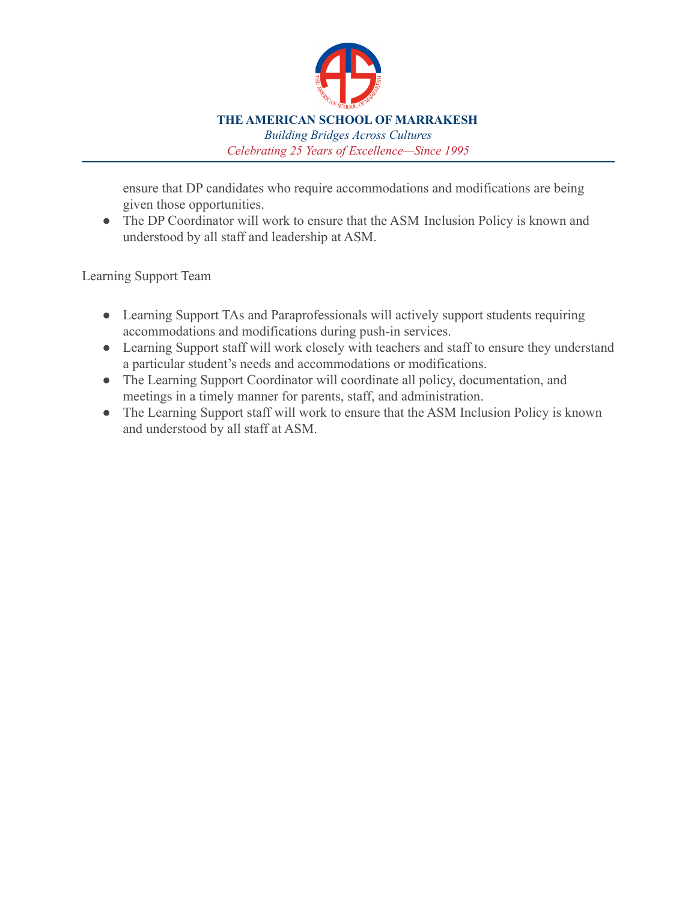ensure that DP candidates who require accommodations and modifications are being given those opportunities.

- The DP Coordinator will work to ensure that the ASM Inclusion Policy is known and understood by all staff and leadership at ASM.

Learning Support Team

- Learning Support TAs and Paraprofessionals will actively support students requiring accommodations and modifications during push-in services.
- Learning Support staff will work closely with teachers and staff to ensure they understand a particular student's needs and accommodations or modifications.
- The Learning Support Coordinator will coordinate all policy, documentation, and meetings in a timely manner for parents, staff, and administration.
- The Learning Support staff will work to ensure that the ASM Inclusion Policy is known and understood by all staff at ASM.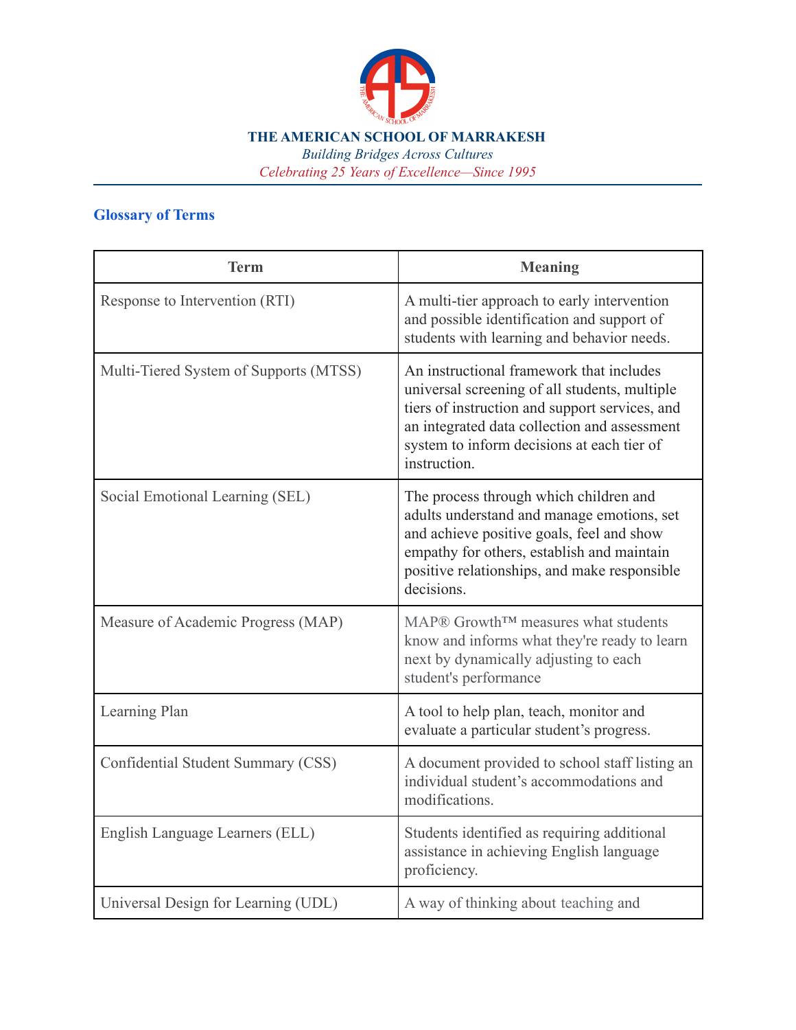## Glossary of Terms

| Term | Meaning |
| --- | --- |
| Response to Intervention (RTI) | A multi-tier approach to early intervention and possible identification and support of students with learning and behavior needs. |
| Multi-Tiered System of Supports (MTSS) | An instructional framework that includes universal screening of all students, multiple tiers of instruction and support services, and an integrated data collection and assessment system to inform decisions at each tier of instruction. |
| Social Emotional Learning (SEL) | The process through which children and adults understand and manage emotions, set and achieve positive goals, feel and show empathy for others, establish and maintain positive relationships, and make responsible decisions. |
| Measure of Academic Progress (MAP) | MAP® Growth™ measures what students know and informs what they're ready to learn next by dynamically adjusting to each student's performance |
| Learning Plan | A tool to help plan, teach, monitor and evaluate a particular student's progress. |
| Confidential Student Summary (CSS) | A document provided to school staff listing an individual student's accommodations and modifications. |
| English Language Learners (ELL) | Students identified as requiring additional assistance in achieving English language proficiency. |
| Universal Design for Learning (UDL) | A way of thinking about teaching and |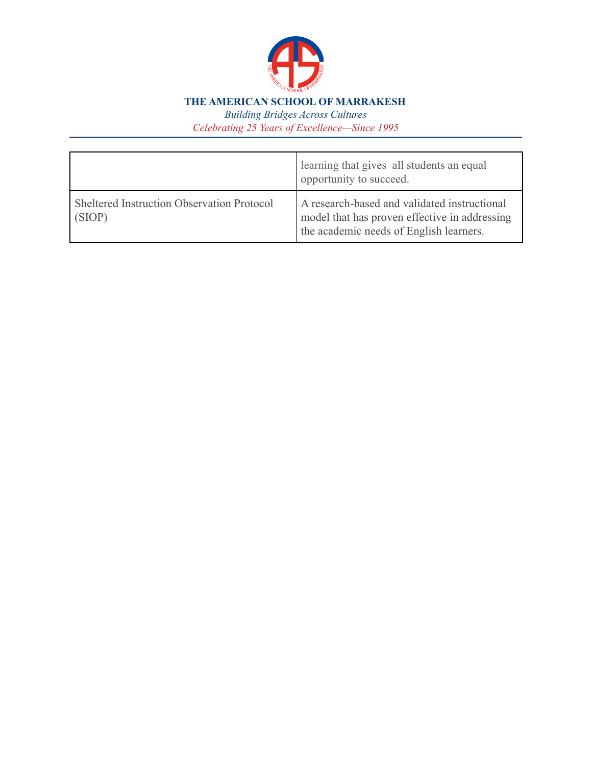|  |  |
|---|---|
|  | learning that gives all students an equal opportunity to succeed. |
| Sheltered Instruction Observation Protocol (SIOP) | A research-based and validated instructional model that has proven effective in addressing the academic needs of English learners. |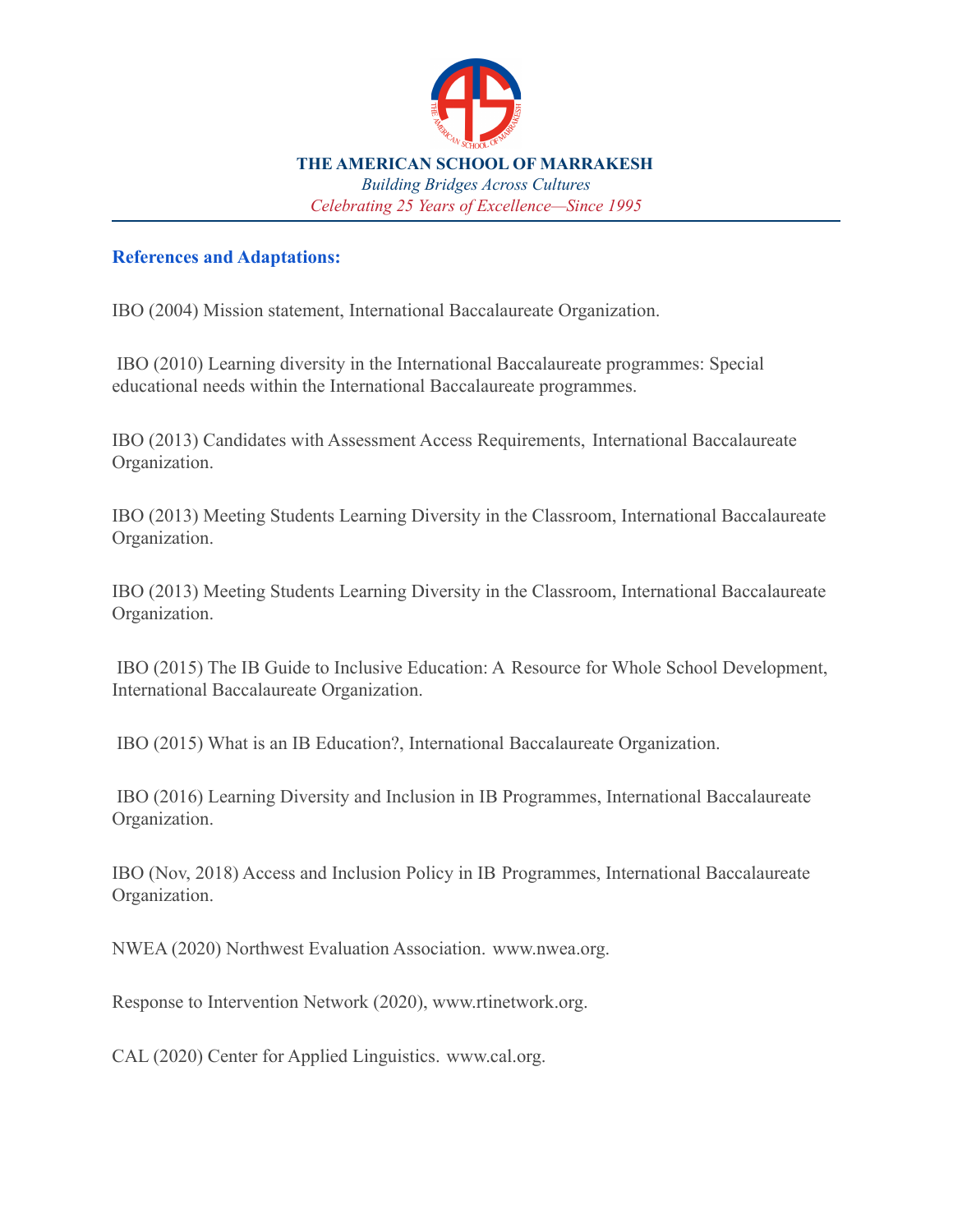### References and Adaptations:

IBO (2004) Mission statement, International Baccalaureate Organization.

IBO (2010) Learning diversity in the International Baccalaureate programmes: Special educational needs within the International Baccalaureate programmes.

IBO (2013) Candidates with Assessment Access Requirements, International Baccalaureate Organization.

IBO (2013) Meeting Students Learning Diversity in the Classroom, International Baccalaureate Organization.

IBO (2013) Meeting Students Learning Diversity in the Classroom, International Baccalaureate Organization.

IBO (2015) The IB Guide to Inclusive Education: A Resource for Whole School Development, International Baccalaureate Organization.

IBO (2015) What is an IB Education?, International Baccalaureate Organization.

IBO (2016) Learning Diversity and Inclusion in IB Programmes, International Baccalaureate Organization.

IBO (Nov, 2018) Access and Inclusion Policy in IB Programmes, International Baccalaureate Organization.

NWEA (2020) Northwest Evaluation Association. www.nwea.org.

Response to Intervention Network (2020), www.rtinetwork.org.

CAL (2020) Center for Applied Linguistics. www.cal.org.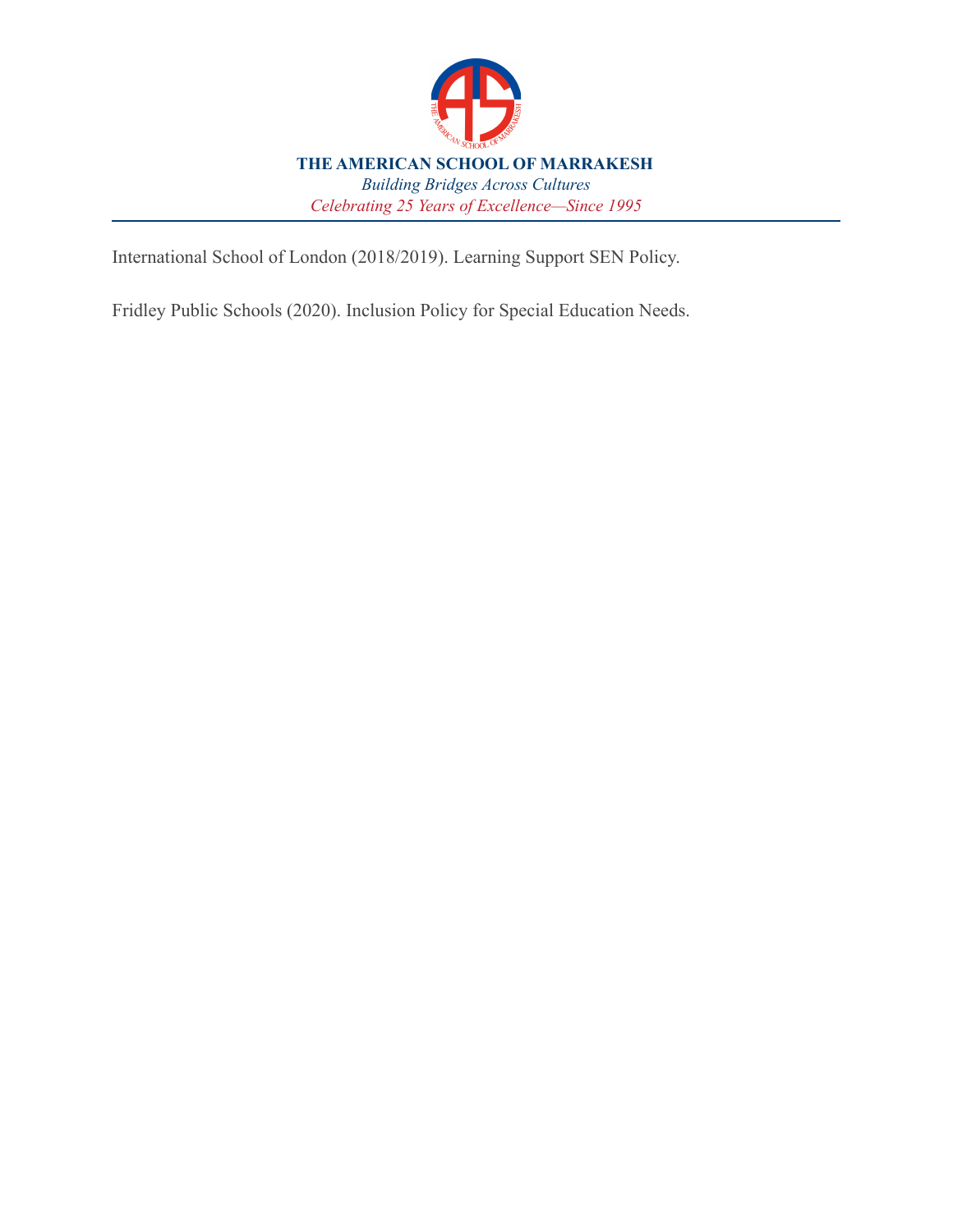International School of London (2018/2019). Learning Support SEN Policy.

Fridley Public Schools (2020). Inclusion Policy for Special Education Needs.